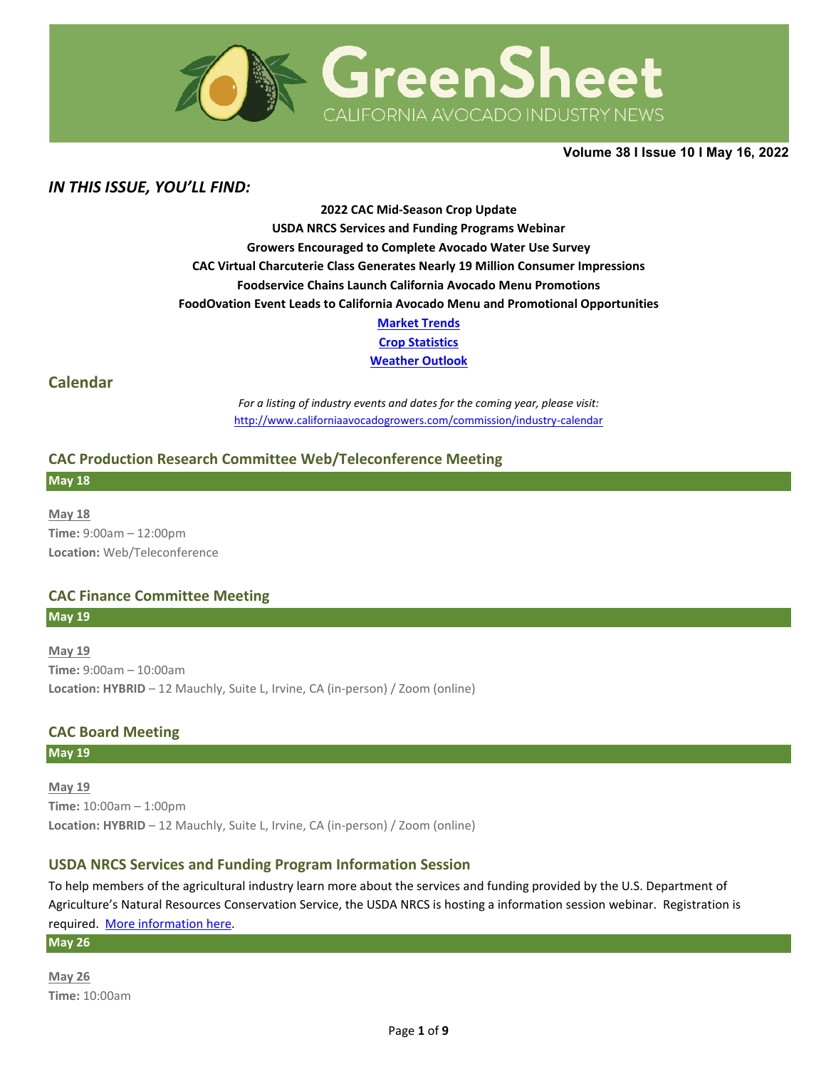# GreenSheet

CALIFORNIA AVOCADO INDUSTRY NEWS

**Volume 38 I Issue 10 I May 16, 2022**

## *IN THIS ISSUE, YOU'LL FIND:*

**2022 CAC Mid-Season Crop Update**

**USDA NRCS Services and Funding Programs Webinar**

**Growers Encouraged to Complete Avocado Water Use Survey**

**CAC Virtual Charcuterie Class Generates Nearly 19 Million Consumer Impressions**

**Foodservice Chains Launch California Avocado Menu Promotions**

**FoodOvation Event Leads to California Avocado Menu and Promotional Opportunities**

**Market Trends**

**Crop Statistics**

**Weather Outlook**

## Calendar

*For a listing of industry events and dates for the coming year, please visit:*
http://www.californiaavocadogrowers.com/commission/industry-calendar

### CAC Production Research Committee Web/Teleconference Meeting

**May 18**

May 18
**Time:** 9:00am – 12:00pm
**Location:** Web/Teleconference

### CAC Finance Committee Meeting

**May 19**

May 19
**Time:** 9:00am – 10:00am
**Location: HYBRID** – 12 Mauchly, Suite L, Irvine, CA (in-person) / Zoom (online)

### CAC Board Meeting

**May 19**

May 19
**Time:** 10:00am – 1:00pm
**Location: HYBRID** – 12 Mauchly, Suite L, Irvine, CA (in-person) / Zoom (online)

### USDA NRCS Services and Funding Program Information Session

To help members of the agricultural industry learn more about the services and funding provided by the U.S. Department of Agriculture's Natural Resources Conservation Service, the USDA NRCS is hosting a information session webinar. Registration is required. More information here.

**May 26**

May 26
**Time:** 10:00am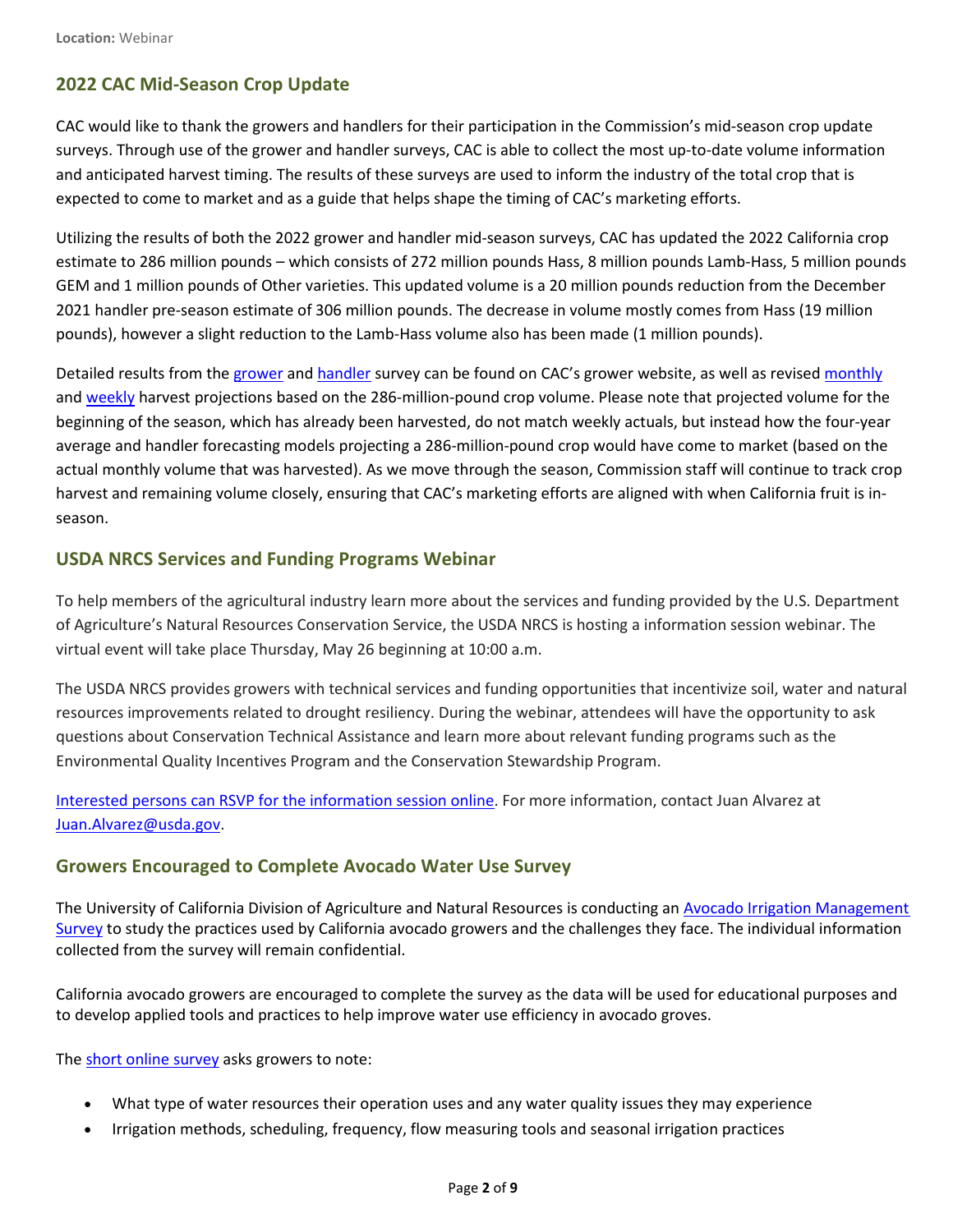**Location:** Webinar

## 2022 CAC Mid-Season Crop Update

CAC would like to thank the growers and handlers for their participation in the Commission's mid-season crop update surveys. Through use of the grower and handler surveys, CAC is able to collect the most up-to-date volume information and anticipated harvest timing. The results of these surveys are used to inform the industry of the total crop that is expected to come to market and as a guide that helps shape the timing of CAC's marketing efforts.

Utilizing the results of both the 2022 grower and handler mid-season surveys, CAC has updated the 2022 California crop estimate to 286 million pounds – which consists of 272 million pounds Hass, 8 million pounds Lamb-Hass, 5 million pounds GEM and 1 million pounds of Other varieties. This updated volume is a 20 million pounds reduction from the December 2021 handler pre-season estimate of 306 million pounds. The decrease in volume mostly comes from Hass (19 million pounds), however a slight reduction to the Lamb-Hass volume also has been made (1 million pounds).

Detailed results from the grower and handler survey can be found on CAC's grower website, as well as revised monthly and weekly harvest projections based on the 286-million-pound crop volume. Please note that projected volume for the beginning of the season, which has already been harvested, do not match weekly actuals, but instead how the four-year average and handler forecasting models projecting a 286-million-pound crop would have come to market (based on the actual monthly volume that was harvested). As we move through the season, Commission staff will continue to track crop harvest and remaining volume closely, ensuring that CAC's marketing efforts are aligned with when California fruit is in-season.

## USDA NRCS Services and Funding Programs Webinar

To help members of the agricultural industry learn more about the services and funding provided by the U.S. Department of Agriculture's Natural Resources Conservation Service, the USDA NRCS is hosting a information session webinar. The virtual event will take place Thursday, May 26 beginning at 10:00 a.m.

The USDA NRCS provides growers with technical services and funding opportunities that incentivize soil, water and natural resources improvements related to drought resiliency. During the webinar, attendees will have the opportunity to ask questions about Conservation Technical Assistance and learn more about relevant funding programs such as the Environmental Quality Incentives Program and the Conservation Stewardship Program.

Interested persons can RSVP for the information session online. For more information, contact Juan Alvarez at Juan.Alvarez@usda.gov.

## Growers Encouraged to Complete Avocado Water Use Survey

The University of California Division of Agriculture and Natural Resources is conducting an Avocado Irrigation Management Survey to study the practices used by California avocado growers and the challenges they face. The individual information collected from the survey will remain confidential.

California avocado growers are encouraged to complete the survey as the data will be used for educational purposes and to develop applied tools and practices to help improve water use efficiency in avocado groves.

The short online survey asks growers to note:

- What type of water resources their operation uses and any water quality issues they may experience
- Irrigation methods, scheduling, frequency, flow measuring tools and seasonal irrigation practices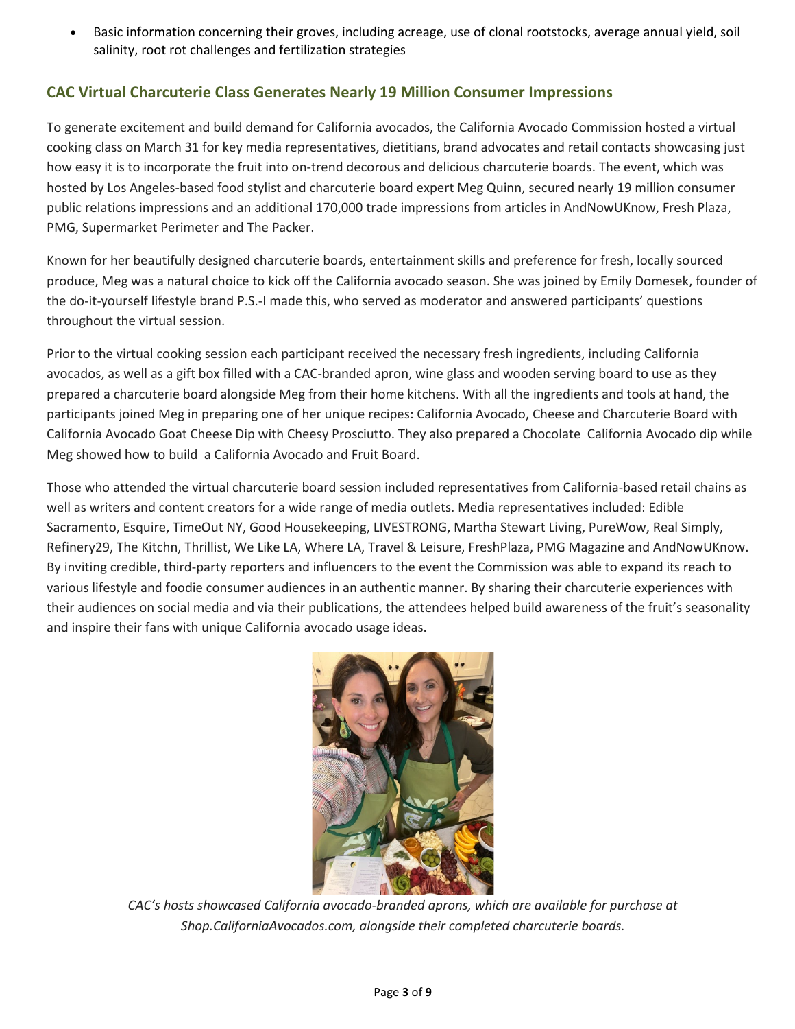- Basic information concerning their groves, including acreage, use of clonal rootstocks, average annual yield, soil salinity, root rot challenges and fertilization strategies

## CAC Virtual Charcuterie Class Generates Nearly 19 Million Consumer Impressions

To generate excitement and build demand for California avocados, the California Avocado Commission hosted a virtual cooking class on March 31 for key media representatives, dietitians, brand advocates and retail contacts showcasing just how easy it is to incorporate the fruit into on-trend decorous and delicious charcuterie boards. The event, which was hosted by Los Angeles-based food stylist and charcuterie board expert Meg Quinn, secured nearly 19 million consumer public relations impressions and an additional 170,000 trade impressions from articles in AndNowUKnow, Fresh Plaza, PMG, Supermarket Perimeter and The Packer.

Known for her beautifully designed charcuterie boards, entertainment skills and preference for fresh, locally sourced produce, Meg was a natural choice to kick off the California avocado season. She was joined by Emily Domesek, founder of the do-it-yourself lifestyle brand P.S.-I made this, who served as moderator and answered participants' questions throughout the virtual session.

Prior to the virtual cooking session each participant received the necessary fresh ingredients, including California avocados, as well as a gift box filled with a CAC-branded apron, wine glass and wooden serving board to use as they prepared a charcuterie board alongside Meg from their home kitchens. With all the ingredients and tools at hand, the participants joined Meg in preparing one of her unique recipes: California Avocado, Cheese and Charcuterie Board with California Avocado Goat Cheese Dip with Cheesy Prosciutto. They also prepared a Chocolate California Avocado dip while Meg showed how to build a California Avocado and Fruit Board.

Those who attended the virtual charcuterie board session included representatives from California-based retail chains as well as writers and content creators for a wide range of media outlets. Media representatives included: Edible Sacramento, Esquire, TimeOut NY, Good Housekeeping, LIVESTRONG, Martha Stewart Living, PureWow, Real Simply, Refinery29, The Kitchn, Thrillist, We Like LA, Where LA, Travel & Leisure, FreshPlaza, PMG Magazine and AndNowUKnow. By inviting credible, third-party reporters and influencers to the event the Commission was able to expand its reach to various lifestyle and foodie consumer audiences in an authentic manner. By sharing their charcuterie experiences with their audiences on social media and via their publications, the attendees helped build awareness of the fruit's seasonality and inspire their fans with unique California avocado usage ideas.

*CAC's hosts showcased California avocado-branded aprons, which are available for purchase at Shop.CaliforniaAvocados.com, alongside their completed charcuterie boards.*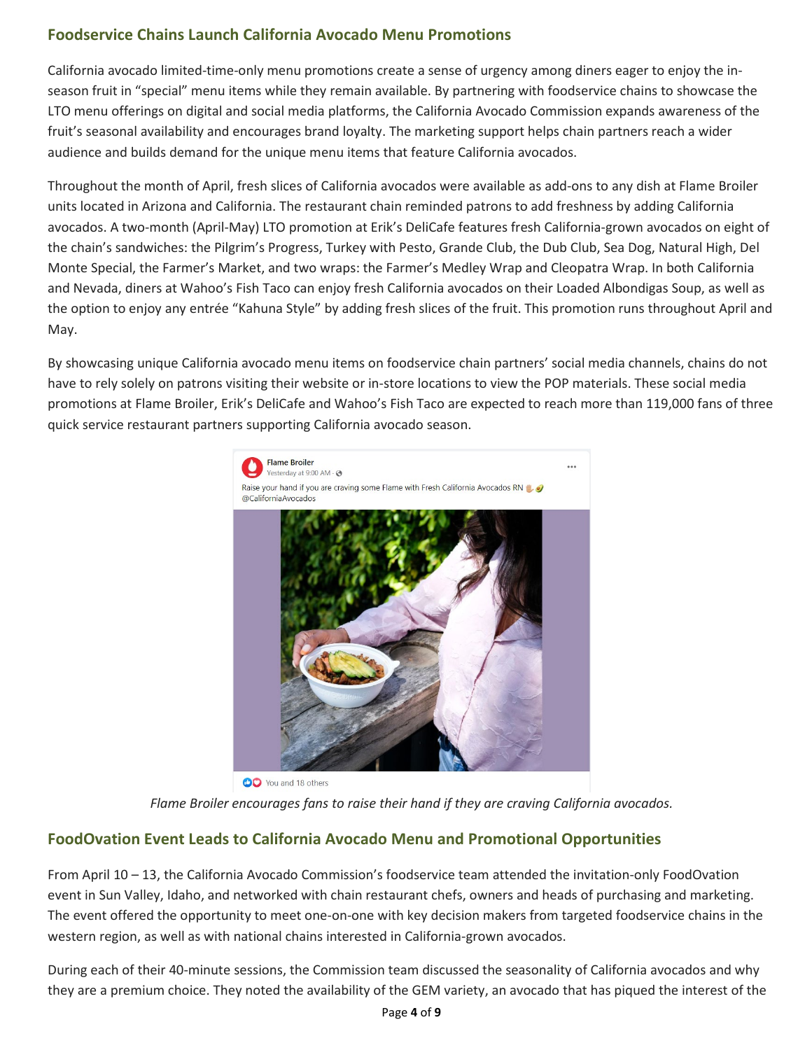## Foodservice Chains Launch California Avocado Menu Promotions

California avocado limited-time-only menu promotions create a sense of urgency among diners eager to enjoy the in-season fruit in "special" menu items while they remain available. By partnering with foodservice chains to showcase the LTO menu offerings on digital and social media platforms, the California Avocado Commission expands awareness of the fruit's seasonal availability and encourages brand loyalty. The marketing support helps chain partners reach a wider audience and builds demand for the unique menu items that feature California avocados.

Throughout the month of April, fresh slices of California avocados were available as add-ons to any dish at Flame Broiler units located in Arizona and California. The restaurant chain reminded patrons to add freshness by adding California avocados. A two-month (April-May) LTO promotion at Erik's DeliCafe features fresh California-grown avocados on eight of the chain's sandwiches: the Pilgrim's Progress, Turkey with Pesto, Grande Club, the Dub Club, Sea Dog, Natural High, Del Monte Special, the Farmer's Market, and two wraps: the Farmer's Medley Wrap and Cleopatra Wrap. In both California and Nevada, diners at Wahoo's Fish Taco can enjoy fresh California avocados on their Loaded Albondigas Soup, as well as the option to enjoy any entrée "Kahuna Style" by adding fresh slices of the fruit. This promotion runs throughout April and May.

By showcasing unique California avocado menu items on foodservice chain partners' social media channels, chains do not have to rely solely on patrons visiting their website or in-store locations to view the POP materials. These social media promotions at Flame Broiler, Erik's DeliCafe and Wahoo's Fish Taco are expected to reach more than 119,000 fans of three quick service restaurant partners supporting California avocado season.

*Flame Broiler encourages fans to raise their hand if they are craving California avocados.*

## FoodOvation Event Leads to California Avocado Menu and Promotional Opportunities

From April 10 – 13, the California Avocado Commission's foodservice team attended the invitation-only FoodOvation event in Sun Valley, Idaho, and networked with chain restaurant chefs, owners and heads of purchasing and marketing. The event offered the opportunity to meet one-on-one with key decision makers from targeted foodservice chains in the western region, as well as with national chains interested in California-grown avocados.

During each of their 40-minute sessions, the Commission team discussed the seasonality of California avocados and why they are a premium choice. They noted the availability of the GEM variety, an avocado that has piqued the interest of the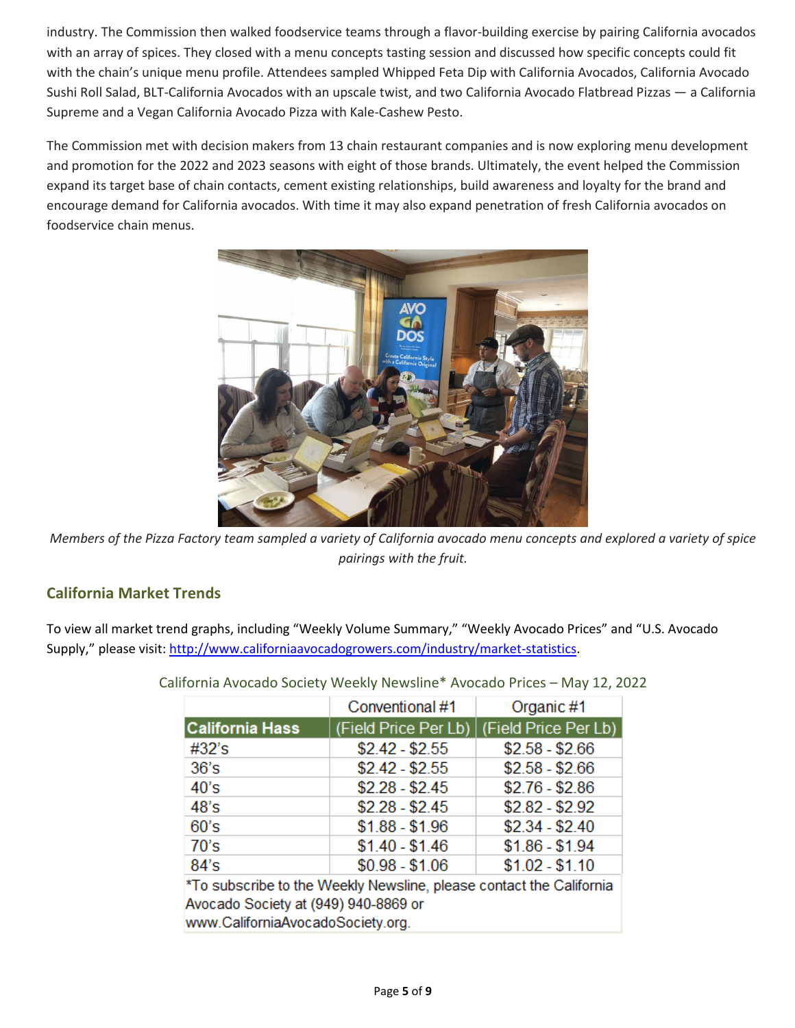industry. The Commission then walked foodservice teams through a flavor-building exercise by pairing California avocados with an array of spices. They closed with a menu concepts tasting session and discussed how specific concepts could fit with the chain's unique menu profile. Attendees sampled Whipped Feta Dip with California Avocados, California Avocado Sushi Roll Salad, BLT-California Avocados with an upscale twist, and two California Avocado Flatbread Pizzas — a California Supreme and a Vegan California Avocado Pizza with Kale-Cashew Pesto.

The Commission met with decision makers from 13 chain restaurant companies and is now exploring menu development and promotion for the 2022 and 2023 seasons with eight of those brands. Ultimately, the event helped the Commission expand its target base of chain contacts, cement existing relationships, build awareness and loyalty for the brand and encourage demand for California avocados. With time it may also expand penetration of fresh California avocados on foodservice chain menus.

*Members of the Pizza Factory team sampled a variety of California avocado menu concepts and explored a variety of spice pairings with the fruit.*

## California Market Trends

To view all market trend graphs, including "Weekly Volume Summary," "Weekly Avocado Prices" and "U.S. Avocado Supply," please visit: http://www.californiaavocadogrowers.com/industry/market-statistics.

California Avocado Society Weekly Newsline* Avocado Prices – May 12, 2022

| California Hass | Conventional #1 (Field Price Per Lb) | Organic #1 (Field Price Per Lb) |
|---|---|---|
| #32's | $2.42 - $2.55 | $2.58 - $2.66 |
| 36's | $2.42 - $2.55 | $2.58 - $2.66 |
| 40's | $2.28 - $2.45 | $2.76 - $2.86 |
| 48's | $2.28 - $2.45 | $2.82 - $2.92 |
| 60's | $1.88 - $1.96 | $2.34 - $2.40 |
| 70's | $1.40 - $1.46 | $1.86 - $1.94 |
| 84's | $0.98 - $1.06 | $1.02 - $1.10 |

*To subscribe to the Weekly Newsline, please contact the California Avocado Society at (949) 940-8869 or www.CaliforniaAvocadoSociety.org.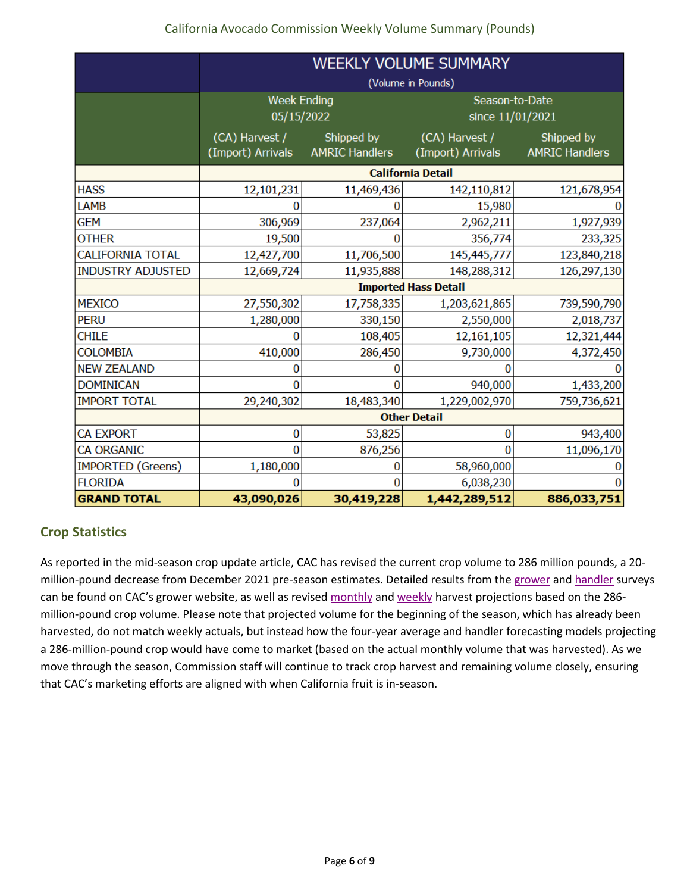California Avocado Commission Weekly Volume Summary (Pounds)

| WEEKLY VOLUME SUMMARY (Volume in Pounds) | | | | |
|---|---|---|---|---|
| | Week Ending 05/15/2022 | | Season-to-Date since 11/01/2021 | |
| | (CA) Harvest / (Import) Arrivals | Shipped by AMRIC Handlers | (CA) Harvest / (Import) Arrivals | Shipped by AMRIC Handlers |
| | **California Detail** | | | |
| HASS | 12,101,231 | 11,469,436 | 142,110,812 | 121,678,954 |
| LAMB | 0 | 0 | 15,980 | 0 |
| GEM | 306,969 | 237,064 | 2,962,211 | 1,927,939 |
| OTHER | 19,500 | 0 | 356,774 | 233,325 |
| CALIFORNIA TOTAL | 12,427,700 | 11,706,500 | 145,445,777 | 123,840,218 |
| INDUSTRY ADJUSTED | 12,669,724 | 11,935,888 | 148,288,312 | 126,297,130 |
| | **Imported Hass Detail** | | | |
| MEXICO | 27,550,302 | 17,758,335 | 1,203,621,865 | 739,590,790 |
| PERU | 1,280,000 | 330,150 | 2,550,000 | 2,018,737 |
| CHILE | 0 | 108,405 | 12,161,105 | 12,321,444 |
| COLOMBIA | 410,000 | 286,450 | 9,730,000 | 4,372,450 |
| NEW ZEALAND | 0 | 0 | 0 | 0 |
| DOMINICAN | 0 | 0 | 940,000 | 1,433,200 |
| IMPORT TOTAL | 29,240,302 | 18,483,340 | 1,229,002,970 | 759,736,621 |
| | **Other Detail** | | | |
| CA EXPORT | 0 | 53,825 | 0 | 943,400 |
| CA ORGANIC | 0 | 876,256 | 0 | 11,096,170 |
| IMPORTED (Greens) | 1,180,000 | 0 | 58,960,000 | 0 |
| FLORIDA | 0 | 0 | 6,038,230 | 0 |
| **GRAND TOTAL** | **43,090,026** | **30,419,228** | **1,442,289,512** | **886,033,751** |

## Crop Statistics

As reported in the mid-season crop update article, CAC has revised the current crop volume to 286 million pounds, a 20-million-pound decrease from December 2021 pre-season estimates. Detailed results from the grower and handler surveys can be found on CAC's grower website, as well as revised monthly and weekly harvest projections based on the 286-million-pound crop volume. Please note that projected volume for the beginning of the season, which has already been harvested, do not match weekly actuals, but instead how the four-year average and handler forecasting models projecting a 286-million-pound crop would have come to market (based on the actual monthly volume that was harvested). As we move through the season, Commission staff will continue to track crop harvest and remaining volume closely, ensuring that CAC's marketing efforts are aligned with when California fruit is in-season.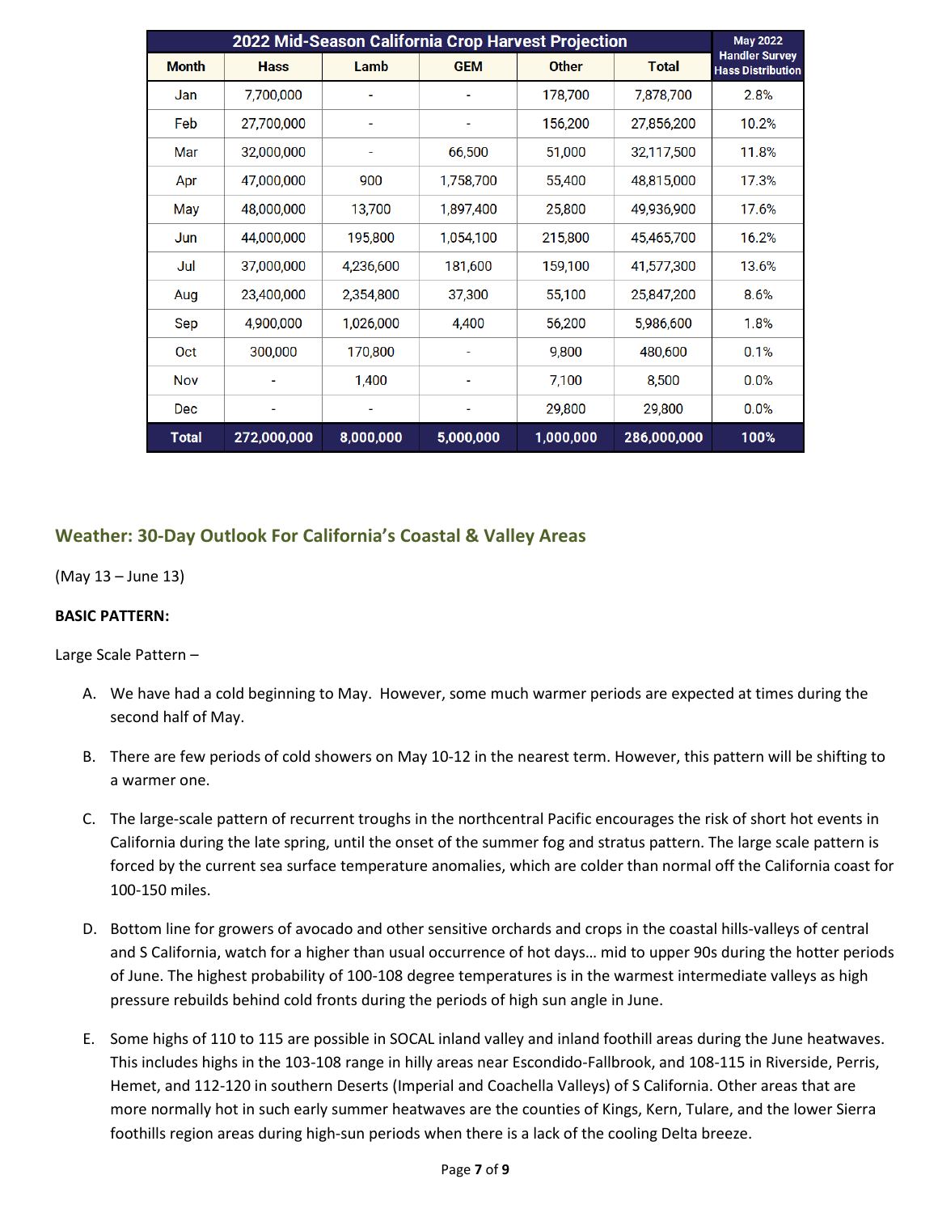| 2022 Mid-Season California Crop Harvest Projection | | | | | | May 2022 Handler Survey Hass Distribution |
|---|---|---|---|---|---|---|
| Month | Hass | Lamb | GEM | Other | Total | |
| Jan | 7,700,000 | - | - | 178,700 | 7,878,700 | 2.8% |
| Feb | 27,700,000 | - | - | 156,200 | 27,856,200 | 10.2% |
| Mar | 32,000,000 | - | 66,500 | 51,000 | 32,117,500 | 11.8% |
| Apr | 47,000,000 | 900 | 1,758,700 | 55,400 | 48,815,000 | 17.3% |
| May | 48,000,000 | 13,700 | 1,897,400 | 25,800 | 49,936,900 | 17.6% |
| Jun | 44,000,000 | 195,800 | 1,054,100 | 215,800 | 45,465,700 | 16.2% |
| Jul | 37,000,000 | 4,236,600 | 181,600 | 159,100 | 41,577,300 | 13.6% |
| Aug | 23,400,000 | 2,354,800 | 37,300 | 55,100 | 25,847,200 | 8.6% |
| Sep | 4,900,000 | 1,026,000 | 4,400 | 56,200 | 5,986,600 | 1.8% |
| Oct | 300,000 | 170,800 | - | 9,800 | 480,600 | 0.1% |
| Nov | - | 1,400 | - | 7,100 | 8,500 | 0.0% |
| Dec | - | - | - | 29,800 | 29,800 | 0.0% |
| **Total** | **272,000,000** | **8,000,000** | **5,000,000** | **1,000,000** | **286,000,000** | **100%** |

## Weather: 30-Day Outlook For California's Coastal & Valley Areas

(May 13 – June 13)

**BASIC PATTERN:**

Large Scale Pattern –

A. We have had a cold beginning to May. However, some much warmer periods are expected at times during the second half of May.

B. There are few periods of cold showers on May 10-12 in the nearest term. However, this pattern will be shifting to a warmer one.

C. The large-scale pattern of recurrent troughs in the northcentral Pacific encourages the risk of short hot events in California during the late spring, until the onset of the summer fog and stratus pattern. The large scale pattern is forced by the current sea surface temperature anomalies, which are colder than normal off the California coast for 100-150 miles.

D. Bottom line for growers of avocado and other sensitive orchards and crops in the coastal hills-valleys of central and S California, watch for a higher than usual occurrence of hot days… mid to upper 90s during the hotter periods of June. The highest probability of 100-108 degree temperatures is in the warmest intermediate valleys as high pressure rebuilds behind cold fronts during the periods of high sun angle in June.

E. Some highs of 110 to 115 are possible in SOCAL inland valley and inland foothill areas during the June heatwaves. This includes highs in the 103-108 range in hilly areas near Escondido-Fallbrook, and 108-115 in Riverside, Perris, Hemet, and 112-120 in southern Deserts (Imperial and Coachella Valleys) of S California. Other areas that are more normally hot in such early summer heatwaves are the counties of Kings, Kern, Tulare, and the lower Sierra foothills region areas during high-sun periods when there is a lack of the cooling Delta breeze.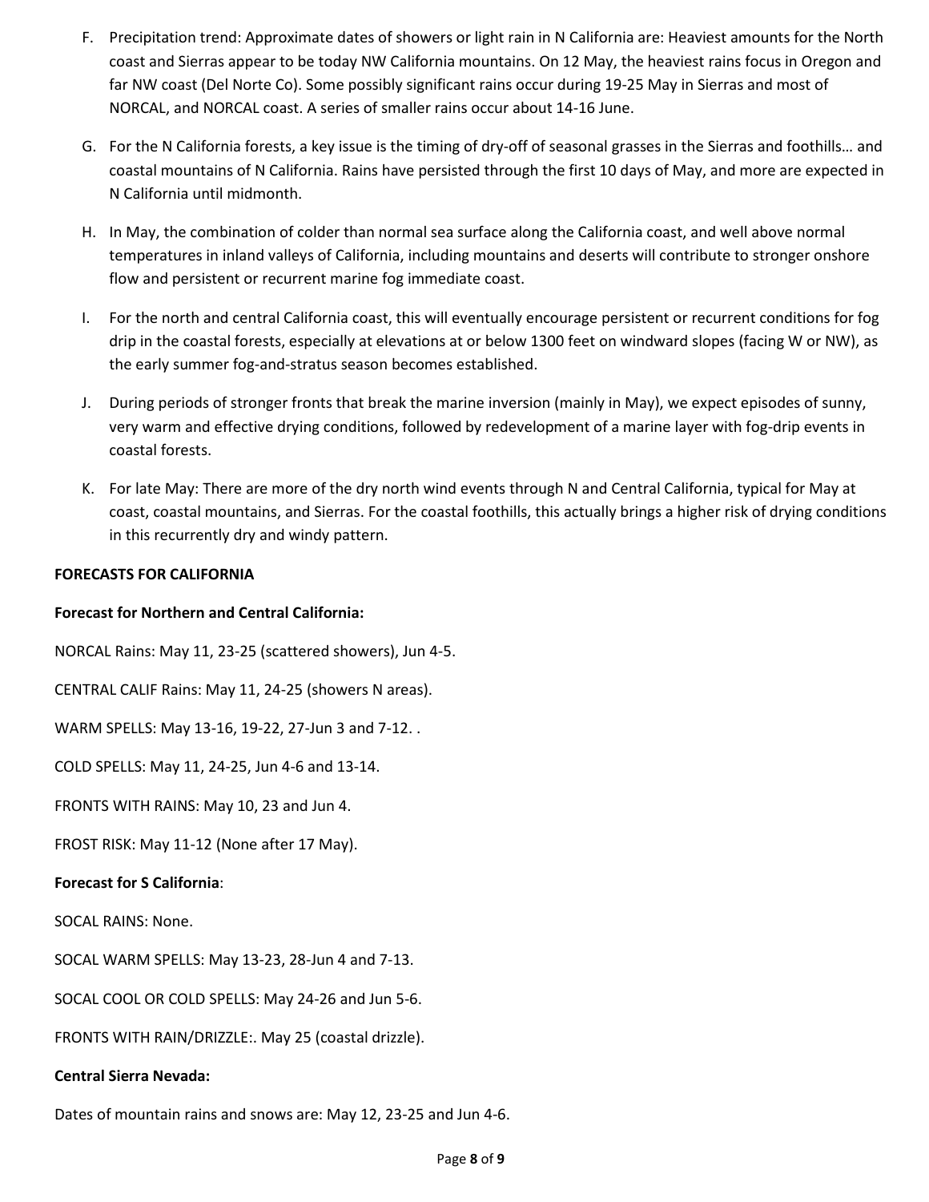F. Precipitation trend: Approximate dates of showers or light rain in N California are: Heaviest amounts for the North coast and Sierras appear to be today NW California mountains. On 12 May, the heaviest rains focus in Oregon and far NW coast (Del Norte Co). Some possibly significant rains occur during 19-25 May in Sierras and most of NORCAL, and NORCAL coast. A series of smaller rains occur about 14-16 June.

G. For the N California forests, a key issue is the timing of dry-off of seasonal grasses in the Sierras and foothills… and coastal mountains of N California. Rains have persisted through the first 10 days of May, and more are expected in N California until midmonth.

H. In May, the combination of colder than normal sea surface along the California coast, and well above normal temperatures in inland valleys of California, including mountains and deserts will contribute to stronger onshore flow and persistent or recurrent marine fog immediate coast.

I. For the north and central California coast, this will eventually encourage persistent or recurrent conditions for fog drip in the coastal forests, especially at elevations at or below 1300 feet on windward slopes (facing W or NW), as the early summer fog-and-stratus season becomes established.

J. During periods of stronger fronts that break the marine inversion (mainly in May), we expect episodes of sunny, very warm and effective drying conditions, followed by redevelopment of a marine layer with fog-drip events in coastal forests.

K. For late May: There are more of the dry north wind events through N and Central California, typical for May at coast, coastal mountains, and Sierras. For the coastal foothills, this actually brings a higher risk of drying conditions in this recurrently dry and windy pattern.

**FORECASTS FOR CALIFORNIA**

**Forecast for Northern and Central California:**

NORCAL Rains: May 11, 23-25 (scattered showers), Jun 4-5.

CENTRAL CALIF Rains: May 11, 24-25 (showers N areas).

WARM SPELLS: May 13-16, 19-22, 27-Jun 3 and 7-12. .

COLD SPELLS: May 11, 24-25, Jun 4-6 and 13-14.

FRONTS WITH RAINS: May 10, 23 and Jun 4.

FROST RISK: May 11-12 (None after 17 May).

**Forecast for S California**:

SOCAL RAINS: None.

SOCAL WARM SPELLS: May 13-23, 28-Jun 4 and 7-13.

SOCAL COOL OR COLD SPELLS: May 24-26 and Jun 5-6.

FRONTS WITH RAIN/DRIZZLE:. May 25 (coastal drizzle).

**Central Sierra Nevada:**

Dates of mountain rains and snows are: May 12, 23-25 and Jun 4-6.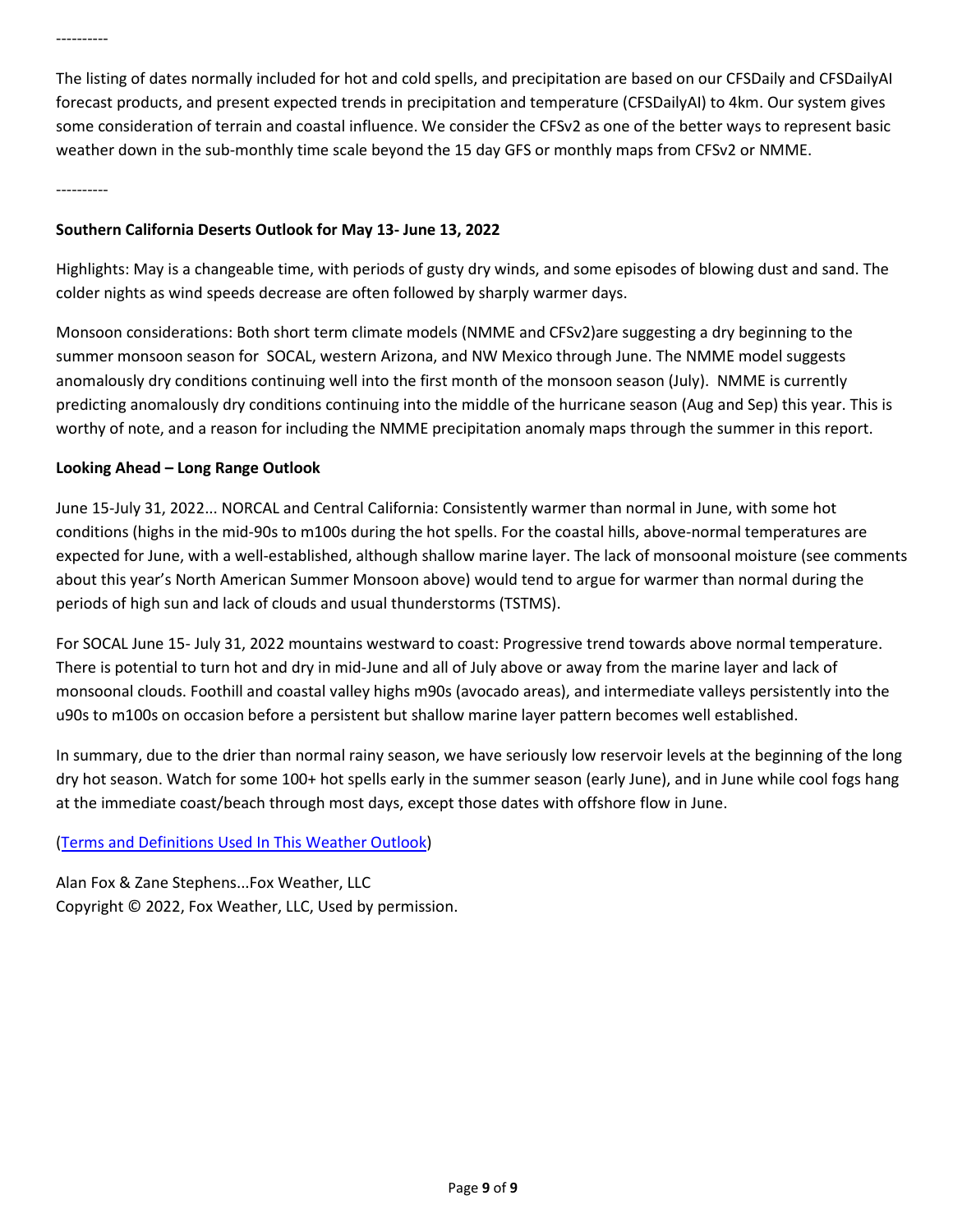----------

The listing of dates normally included for hot and cold spells, and precipitation are based on our CFSDaily and CFSDailyAI forecast products, and present expected trends in precipitation and temperature (CFSDailyAI) to 4km. Our system gives some consideration of terrain and coastal influence. We consider the CFSv2 as one of the better ways to represent basic weather down in the sub-monthly time scale beyond the 15 day GFS or monthly maps from CFSv2 or NMME.

----------

**Southern California Deserts Outlook for May 13- June 13, 2022**

Highlights: May is a changeable time, with periods of gusty dry winds, and some episodes of blowing dust and sand. The colder nights as wind speeds decrease are often followed by sharply warmer days.

Monsoon considerations: Both short term climate models (NMME and CFSv2)are suggesting a dry beginning to the summer monsoon season for SOCAL, western Arizona, and NW Mexico through June. The NMME model suggests anomalously dry conditions continuing well into the first month of the monsoon season (July). NMME is currently predicting anomalously dry conditions continuing into the middle of the hurricane season (Aug and Sep) this year. This is worthy of note, and a reason for including the NMME precipitation anomaly maps through the summer in this report.

**Looking Ahead – Long Range Outlook**

June 15-July 31, 2022... NORCAL and Central California: Consistently warmer than normal in June, with some hot conditions (highs in the mid-90s to m100s during the hot spells. For the coastal hills, above-normal temperatures are expected for June, with a well-established, although shallow marine layer. The lack of monsoonal moisture (see comments about this year's North American Summer Monsoon above) would tend to argue for warmer than normal during the periods of high sun and lack of clouds and usual thunderstorms (TSTMS).

For SOCAL June 15- July 31, 2022 mountains westward to coast: Progressive trend towards above normal temperature. There is potential to turn hot and dry in mid-June and all of July above or away from the marine layer and lack of monsoonal clouds. Foothill and coastal valley highs m90s (avocado areas), and intermediate valleys persistently into the u90s to m100s on occasion before a persistent but shallow marine layer pattern becomes well established.

In summary, due to the drier than normal rainy season, we have seriously low reservoir levels at the beginning of the long dry hot season. Watch for some 100+ hot spells early in the summer season (early June), and in June while cool fogs hang at the immediate coast/beach through most days, except those dates with offshore flow in June.

(Terms and Definitions Used In This Weather Outlook)

Alan Fox & Zane Stephens...Fox Weather, LLC
Copyright © 2022, Fox Weather, LLC, Used by permission.